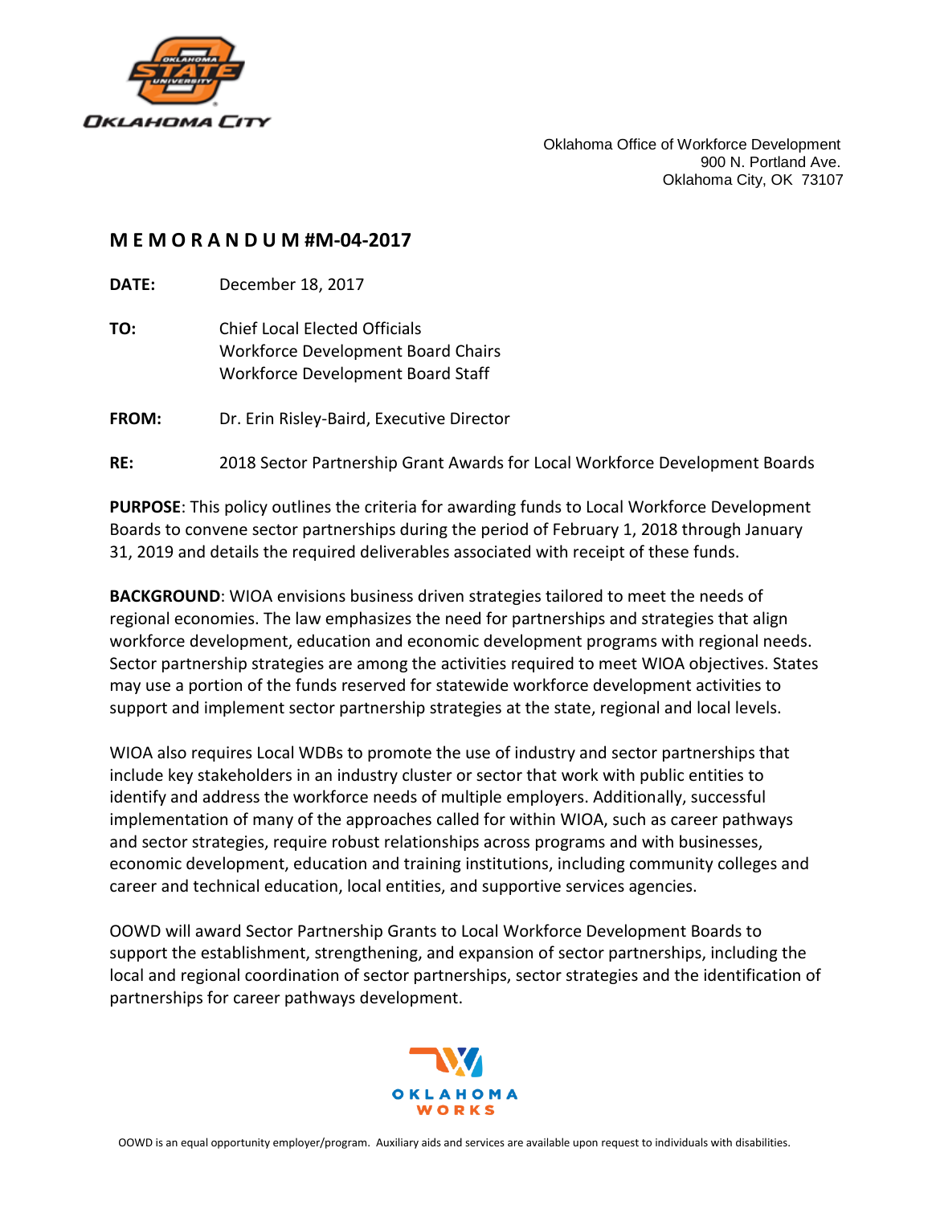Oklahoma Office of Workforce Development
900 N. Portland Ave.
Oklahoma City, OK 73107

# M E M O R A N D U M #M-04-2017

**DATE:** December 18, 2017

**TO:** Chief Local Elected Officials
Workforce Development Board Chairs
Workforce Development Board Staff

**FROM:** Dr. Erin Risley-Baird, Executive Director

**RE:** 2018 Sector Partnership Grant Awards for Local Workforce Development Boards

**PURPOSE**: This policy outlines the criteria for awarding funds to Local Workforce Development Boards to convene sector partnerships during the period of February 1, 2018 through January 31, 2019 and details the required deliverables associated with receipt of these funds.

**BACKGROUND**: WIOA envisions business driven strategies tailored to meet the needs of regional economies. The law emphasizes the need for partnerships and strategies that align workforce development, education and economic development programs with regional needs. Sector partnership strategies are among the activities required to meet WIOA objectives. States may use a portion of the funds reserved for statewide workforce development activities to support and implement sector partnership strategies at the state, regional and local levels.

WIOA also requires Local WDBs to promote the use of industry and sector partnerships that include key stakeholders in an industry cluster or sector that work with public entities to identify and address the workforce needs of multiple employers. Additionally, successful implementation of many of the approaches called for within WIOA, such as career pathways and sector strategies, require robust relationships across programs and with businesses, economic development, education and training institutions, including community colleges and career and technical education, local entities, and supportive services agencies.

OOWD will award Sector Partnership Grants to Local Workforce Development Boards to support the establishment, strengthening, and expansion of sector partnerships, including the local and regional coordination of sector partnerships, sector strategies and the identification of partnerships for career pathways development.

OOWD is an equal opportunity employer/program. Auxiliary aids and services are available upon request to individuals with disabilities.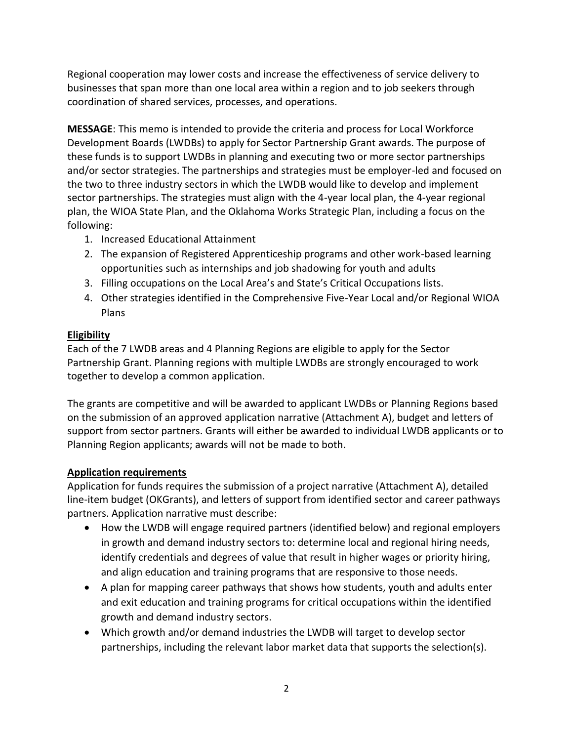Regional cooperation may lower costs and increase the effectiveness of service delivery to businesses that span more than one local area within a region and to job seekers through coordination of shared services, processes, and operations.

**MESSAGE**: This memo is intended to provide the criteria and process for Local Workforce Development Boards (LWDBs) to apply for Sector Partnership Grant awards. The purpose of these funds is to support LWDBs in planning and executing two or more sector partnerships and/or sector strategies. The partnerships and strategies must be employer-led and focused on the two to three industry sectors in which the LWDB would like to develop and implement sector partnerships. The strategies must align with the 4-year local plan, the 4-year regional plan, the WIOA State Plan, and the Oklahoma Works Strategic Plan, including a focus on the following:

1. Increased Educational Attainment
2. The expansion of Registered Apprenticeship programs and other work-based learning opportunities such as internships and job shadowing for youth and adults
3. Filling occupations on the Local Area's and State's Critical Occupations lists.
4. Other strategies identified in the Comprehensive Five-Year Local and/or Regional WIOA Plans

**Eligibility**

Each of the 7 LWDB areas and 4 Planning Regions are eligible to apply for the Sector Partnership Grant. Planning regions with multiple LWDBs are strongly encouraged to work together to develop a common application.

The grants are competitive and will be awarded to applicant LWDBs or Planning Regions based on the submission of an approved application narrative (Attachment A), budget and letters of support from sector partners. Grants will either be awarded to individual LWDB applicants or to Planning Region applicants; awards will not be made to both.

**Application requirements**

Application for funds requires the submission of a project narrative (Attachment A), detailed line-item budget (OKGrants), and letters of support from identified sector and career pathways partners. Application narrative must describe:

- How the LWDB will engage required partners (identified below) and regional employers in growth and demand industry sectors to: determine local and regional hiring needs, identify credentials and degrees of value that result in higher wages or priority hiring, and align education and training programs that are responsive to those needs.
- A plan for mapping career pathways that shows how students, youth and adults enter and exit education and training programs for critical occupations within the identified growth and demand industry sectors.
- Which growth and/or demand industries the LWDB will target to develop sector partnerships, including the relevant labor market data that supports the selection(s).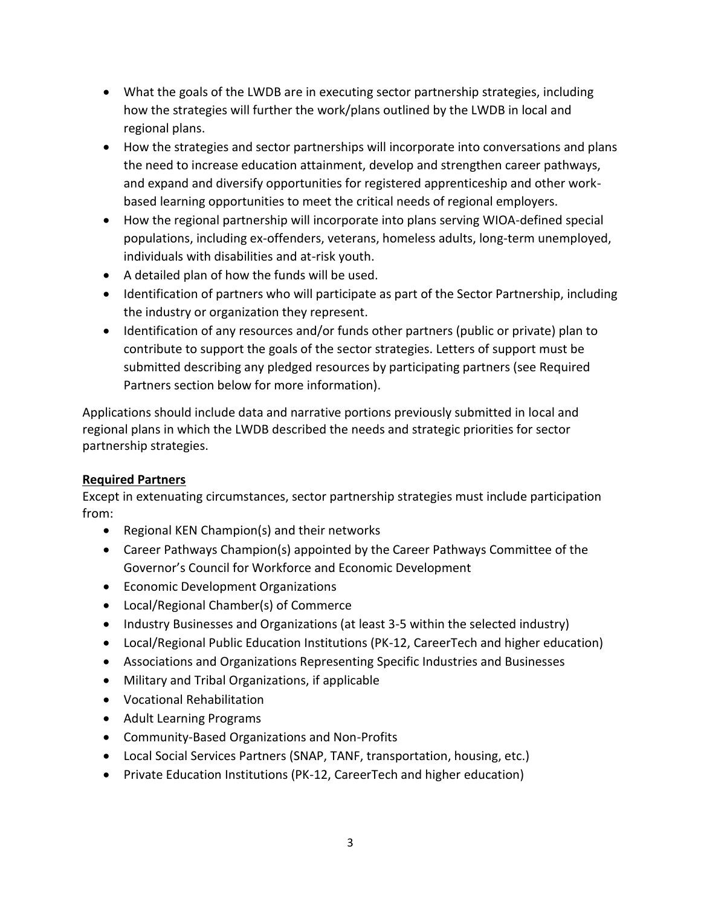- What the goals of the LWDB are in executing sector partnership strategies, including how the strategies will further the work/plans outlined by the LWDB in local and regional plans.
- How the strategies and sector partnerships will incorporate into conversations and plans the need to increase education attainment, develop and strengthen career pathways, and expand and diversify opportunities for registered apprenticeship and other work-based learning opportunities to meet the critical needs of regional employers.
- How the regional partnership will incorporate into plans serving WIOA-defined special populations, including ex-offenders, veterans, homeless adults, long-term unemployed, individuals with disabilities and at-risk youth.
- A detailed plan of how the funds will be used.
- Identification of partners who will participate as part of the Sector Partnership, including the industry or organization they represent.
- Identification of any resources and/or funds other partners (public or private) plan to contribute to support the goals of the sector strategies. Letters of support must be submitted describing any pledged resources by participating partners (see Required Partners section below for more information).

Applications should include data and narrative portions previously submitted in local and regional plans in which the LWDB described the needs and strategic priorities for sector partnership strategies.

**Required Partners**

Except in extenuating circumstances, sector partnership strategies must include participation from:

- Regional KEN Champion(s) and their networks
- Career Pathways Champion(s) appointed by the Career Pathways Committee of the Governor's Council for Workforce and Economic Development
- Economic Development Organizations
- Local/Regional Chamber(s) of Commerce
- Industry Businesses and Organizations (at least 3-5 within the selected industry)
- Local/Regional Public Education Institutions (PK-12, CareerTech and higher education)
- Associations and Organizations Representing Specific Industries and Businesses
- Military and Tribal Organizations, if applicable
- Vocational Rehabilitation
- Adult Learning Programs
- Community-Based Organizations and Non-Profits
- Local Social Services Partners (SNAP, TANF, transportation, housing, etc.)
- Private Education Institutions (PK-12, CareerTech and higher education)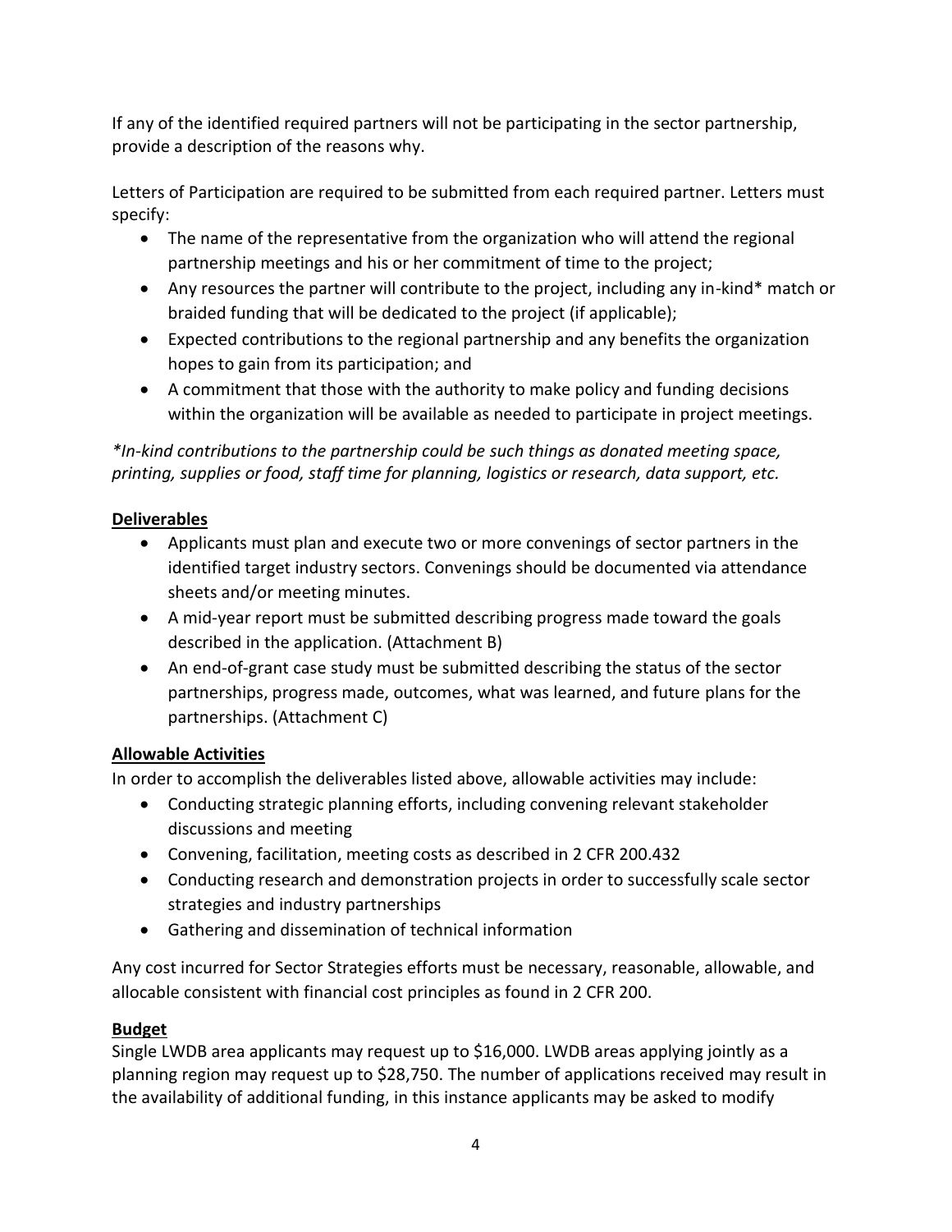If any of the identified required partners will not be participating in the sector partnership, provide a description of the reasons why.

Letters of Participation are required to be submitted from each required partner. Letters must specify:

- The name of the representative from the organization who will attend the regional partnership meetings and his or her commitment of time to the project;
- Any resources the partner will contribute to the project, including any in-kind* match or braided funding that will be dedicated to the project (if applicable);
- Expected contributions to the regional partnership and any benefits the organization hopes to gain from its participation; and
- A commitment that those with the authority to make policy and funding decisions within the organization will be available as needed to participate in project meetings.

*\*In-kind contributions to the partnership could be such things as donated meeting space, printing, supplies or food, staff time for planning, logistics or research, data support, etc.*

**Deliverables**

- Applicants must plan and execute two or more convenings of sector partners in the identified target industry sectors. Convenings should be documented via attendance sheets and/or meeting minutes.
- A mid-year report must be submitted describing progress made toward the goals described in the application. (Attachment B)
- An end-of-grant case study must be submitted describing the status of the sector partnerships, progress made, outcomes, what was learned, and future plans for the partnerships. (Attachment C)

**Allowable Activities**

In order to accomplish the deliverables listed above, allowable activities may include:

- Conducting strategic planning efforts, including convening relevant stakeholder discussions and meeting
- Convening, facilitation, meeting costs as described in 2 CFR 200.432
- Conducting research and demonstration projects in order to successfully scale sector strategies and industry partnerships
- Gathering and dissemination of technical information

Any cost incurred for Sector Strategies efforts must be necessary, reasonable, allowable, and allocable consistent with financial cost principles as found in 2 CFR 200.

**Budget**

Single LWDB area applicants may request up to $16,000. LWDB areas applying jointly as a planning region may request up to $28,750. The number of applications received may result in the availability of additional funding, in this instance applicants may be asked to modify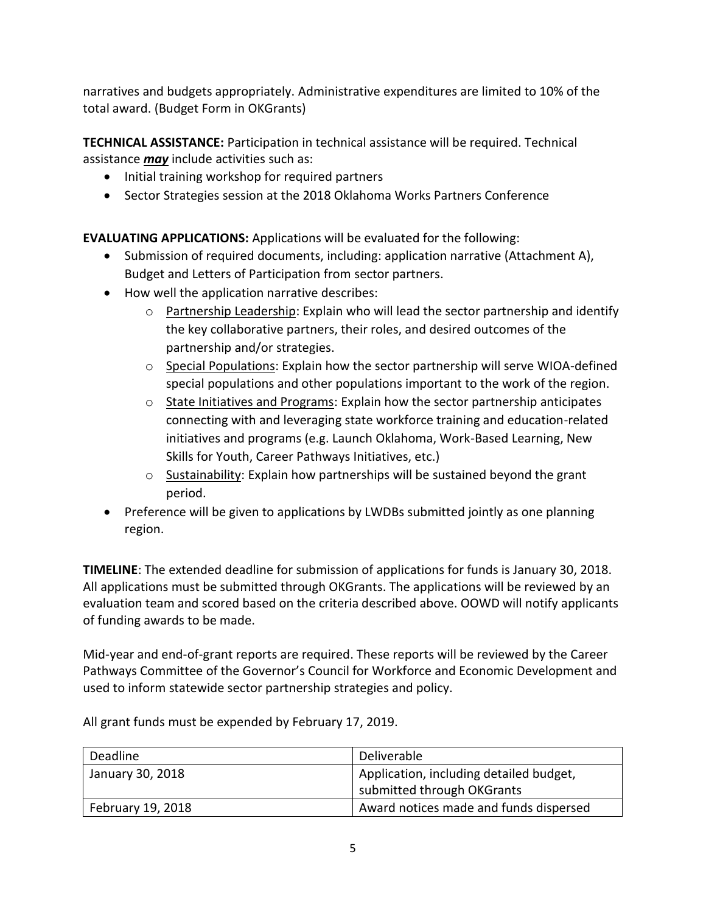narratives and budgets appropriately. Administrative expenditures are limited to 10% of the total award. (Budget Form in OKGrants)

**TECHNICAL ASSISTANCE:** Participation in technical assistance will be required. Technical assistance ***may*** include activities such as:

- Initial training workshop for required partners
- Sector Strategies session at the 2018 Oklahoma Works Partners Conference

**EVALUATING APPLICATIONS:** Applications will be evaluated for the following:

- Submission of required documents, including: application narrative (Attachment A), Budget and Letters of Participation from sector partners.
- How well the application narrative describes:
  - Partnership Leadership: Explain who will lead the sector partnership and identify the key collaborative partners, their roles, and desired outcomes of the partnership and/or strategies.
  - Special Populations: Explain how the sector partnership will serve WIOA-defined special populations and other populations important to the work of the region.
  - State Initiatives and Programs: Explain how the sector partnership anticipates connecting with and leveraging state workforce training and education-related initiatives and programs (e.g. Launch Oklahoma, Work-Based Learning, New Skills for Youth, Career Pathways Initiatives, etc.)
  - Sustainability: Explain how partnerships will be sustained beyond the grant period.
- Preference will be given to applications by LWDBs submitted jointly as one planning region.

**TIMELINE**: The extended deadline for submission of applications for funds is January 30, 2018. All applications must be submitted through OKGrants. The applications will be reviewed by an evaluation team and scored based on the criteria described above. OOWD will notify applicants of funding awards to be made.

Mid-year and end-of-grant reports are required. These reports will be reviewed by the Career Pathways Committee of the Governor's Council for Workforce and Economic Development and used to inform statewide sector partnership strategies and policy.

All grant funds must be expended by February 17, 2019.

| Deadline | Deliverable |
|---|---|
| January 30, 2018 | Application, including detailed budget, submitted through OKGrants |
| February 19, 2018 | Award notices made and funds dispersed |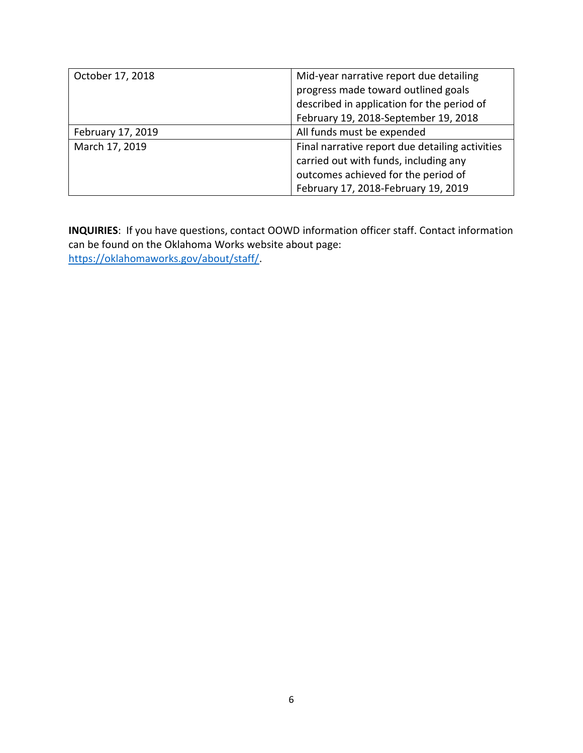| October 17, 2018 | Mid-year narrative report due detailing progress made toward outlined goals described in application for the period of February 19, 2018-September 19, 2018 |
|---|---|
| February 17, 2019 | All funds must be expended |
| March 17, 2019 | Final narrative report due detailing activities carried out with funds, including any outcomes achieved for the period of February 17, 2018-February 19, 2019 |

**INQUIRIES**: If you have questions, contact OOWD information officer staff. Contact information can be found on the Oklahoma Works website about page: [https://oklahomaworks.gov/about/staff/](https://oklahomaworks.gov/about/staff/).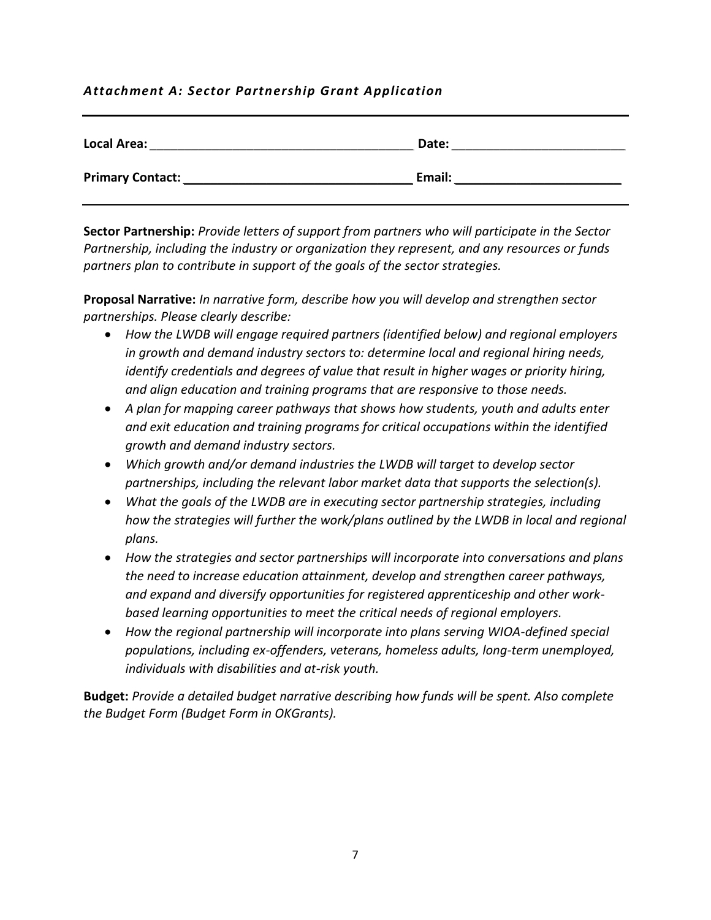### *Attachment A: Sector Partnership Grant Application*

---

**Local Area:** ______________________________________ **Date:** _________________________

**Primary Contact:** _________________________________ **Email:** ________________________

---

**Sector Partnership:** *Provide letters of support from partners who will participate in the Sector Partnership, including the industry or organization they represent, and any resources or funds partners plan to contribute in support of the goals of the sector strategies.*

**Proposal Narrative:** *In narrative form, describe how you will develop and strengthen sector partnerships. Please clearly describe:*

- *How the LWDB will engage required partners (identified below) and regional employers in growth and demand industry sectors to: determine local and regional hiring needs, identify credentials and degrees of value that result in higher wages or priority hiring, and align education and training programs that are responsive to those needs.*
- *A plan for mapping career pathways that shows how students, youth and adults enter and exit education and training programs for critical occupations within the identified growth and demand industry sectors.*
- *Which growth and/or demand industries the LWDB will target to develop sector partnerships, including the relevant labor market data that supports the selection(s).*
- *What the goals of the LWDB are in executing sector partnership strategies, including how the strategies will further the work/plans outlined by the LWDB in local and regional plans.*
- *How the strategies and sector partnerships will incorporate into conversations and plans the need to increase education attainment, develop and strengthen career pathways, and expand and diversify opportunities for registered apprenticeship and other work-based learning opportunities to meet the critical needs of regional employers.*
- *How the regional partnership will incorporate into plans serving WIOA-defined special populations, including ex-offenders, veterans, homeless adults, long-term unemployed, individuals with disabilities and at-risk youth.*

**Budget:** *Provide a detailed budget narrative describing how funds will be spent. Also complete the Budget Form (Budget Form in OKGrants).*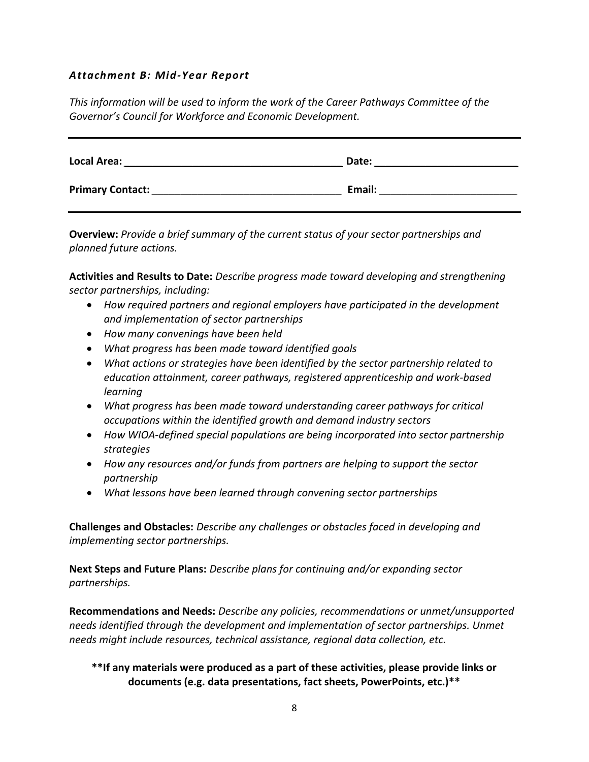### *Attachment B: Mid-Year Report*

*This information will be used to inform the work of the Career Pathways Committee of the Governor's Council for Workforce and Economic Development.*

---

**Local Area:** ______________________________ **Date:** ____________________

**Primary Contact:** ___________________________ **Email:** ____________________

---

**Overview:** *Provide a brief summary of the current status of your sector partnerships and planned future actions.*

**Activities and Results to Date:** *Describe progress made toward developing and strengthening sector partnerships, including:*

- *How required partners and regional employers have participated in the development and implementation of sector partnerships*
- *How many convenings have been held*
- *What progress has been made toward identified goals*
- *What actions or strategies have been identified by the sector partnership related to education attainment, career pathways, registered apprenticeship and work-based learning*
- *What progress has been made toward understanding career pathways for critical occupations within the identified growth and demand industry sectors*
- *How WIOA-defined special populations are being incorporated into sector partnership strategies*
- *How any resources and/or funds from partners are helping to support the sector partnership*
- *What lessons have been learned through convening sector partnerships*

**Challenges and Obstacles:** *Describe any challenges or obstacles faced in developing and implementing sector partnerships.*

**Next Steps and Future Plans:** *Describe plans for continuing and/or expanding sector partnerships.*

**Recommendations and Needs:** *Describe any policies, recommendations or unmet/unsupported needs identified through the development and implementation of sector partnerships. Unmet needs might include resources, technical assistance, regional data collection, etc.*

**\*\*If any materials were produced as a part of these activities, please provide links or documents (e.g. data presentations, fact sheets, PowerPoints, etc.)\*\***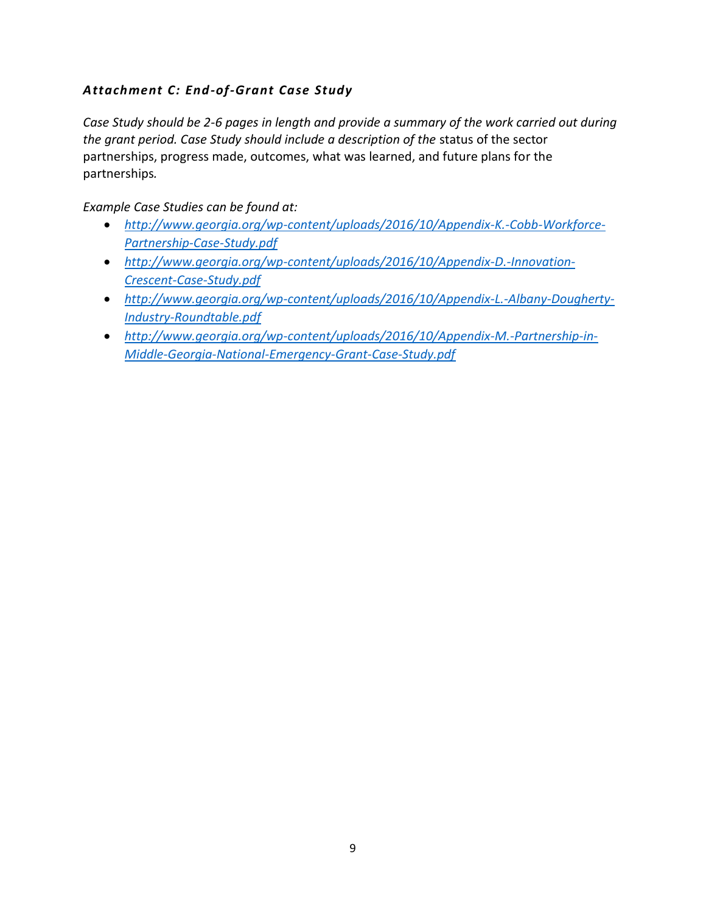### *Attachment C: End-of-Grant Case Study*

*Case Study should be 2-6 pages in length and provide a summary of the work carried out during the grant period. Case Study should include a description of the* status of the sector partnerships, progress made, outcomes, what was learned, and future plans for the partnerships*.*

*Example Case Studies can be found at:*

- *http://www.georgia.org/wp-content/uploads/2016/10/Appendix-K.-Cobb-Workforce-Partnership-Case-Study.pdf*
- *http://www.georgia.org/wp-content/uploads/2016/10/Appendix-D.-Innovation-Crescent-Case-Study.pdf*
- *http://www.georgia.org/wp-content/uploads/2016/10/Appendix-L.-Albany-Dougherty-Industry-Roundtable.pdf*
- *http://www.georgia.org/wp-content/uploads/2016/10/Appendix-M.-Partnership-in-Middle-Georgia-National-Emergency-Grant-Case-Study.pdf*